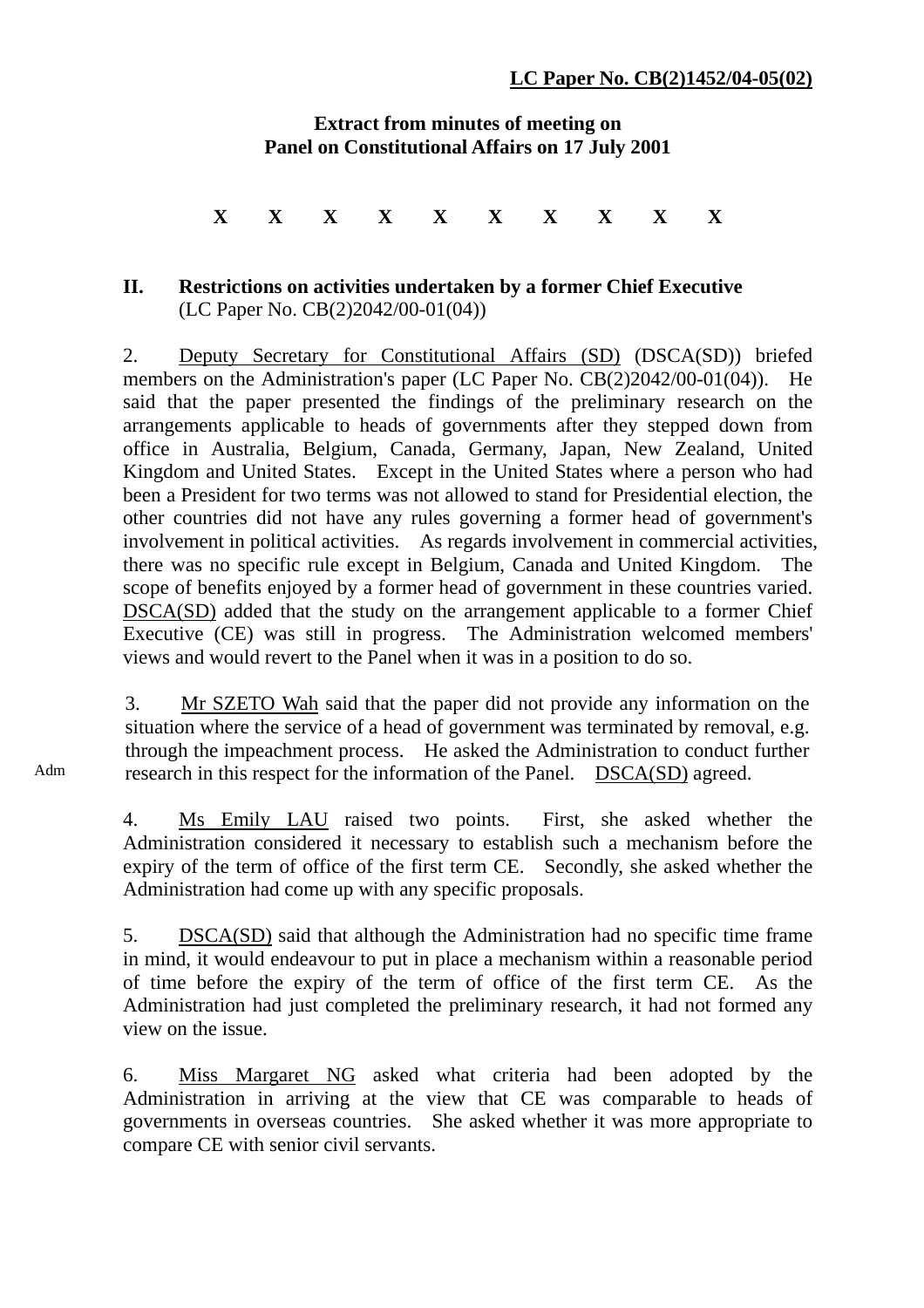**LC Paper No. CB(2)1452/04-05(02)**

**Extract from minutes of meeting on**
**Panel on Constitutional Affairs on 17 July 2001**

**X X X X X X X X X X**

**II. Restrictions on activities undertaken by a former Chief Executive**
(LC Paper No. CB(2)2042/00-01(04))

2. Deputy Secretary for Constitutional Affairs (SD) (DSCA(SD)) briefed members on the Administration's paper (LC Paper No. CB(2)2042/00-01(04)). He said that the paper presented the findings of the preliminary research on the arrangements applicable to heads of governments after they stepped down from office in Australia, Belgium, Canada, Germany, Japan, New Zealand, United Kingdom and United States. Except in the United States where a person who had been a President for two terms was not allowed to stand for Presidential election, the other countries did not have any rules governing a former head of government's involvement in political activities. As regards involvement in commercial activities, there was no specific rule except in Belgium, Canada and United Kingdom. The scope of benefits enjoyed by a former head of government in these countries varied. DSCA(SD) added that the study on the arrangement applicable to a former Chief Executive (CE) was still in progress. The Administration welcomed members' views and would revert to the Panel when it was in a position to do so.

3. Mr SZETO Wah said that the paper did not provide any information on the situation where the service of a head of government was terminated by removal, e.g. through the impeachment process. He asked the Administration to conduct further research in this respect for the information of the Panel. DSCA(SD) agreed.

Adm

4. Ms Emily LAU raised two points. First, she asked whether the Administration considered it necessary to establish such a mechanism before the expiry of the term of office of the first term CE. Secondly, she asked whether the Administration had come up with any specific proposals.

5. DSCA(SD) said that although the Administration had no specific time frame in mind, it would endeavour to put in place a mechanism within a reasonable period of time before the expiry of the term of office of the first term CE. As the Administration had just completed the preliminary research, it had not formed any view on the issue.

6. Miss Margaret NG asked what criteria had been adopted by the Administration in arriving at the view that CE was comparable to heads of governments in overseas countries. She asked whether it was more appropriate to compare CE with senior civil servants.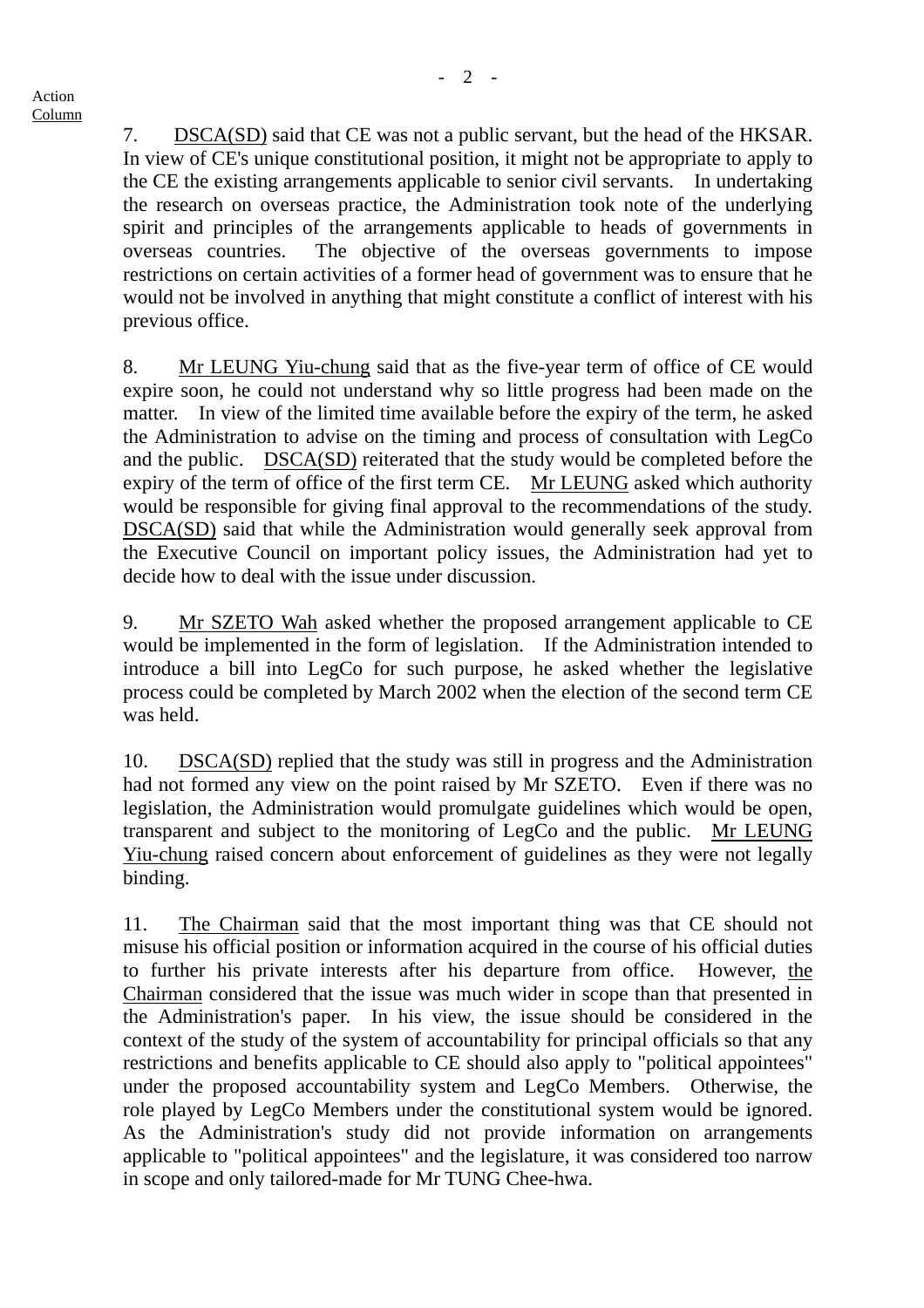Action
Column

7. DSCA(SD) said that CE was not a public servant, but the head of the HKSAR. In view of CE's unique constitutional position, it might not be appropriate to apply to the CE the existing arrangements applicable to senior civil servants. In undertaking the research on overseas practice, the Administration took note of the underlying spirit and principles of the arrangements applicable to heads of governments in overseas countries. The objective of the overseas governments to impose restrictions on certain activities of a former head of government was to ensure that he would not be involved in anything that might constitute a conflict of interest with his previous office.

8. Mr LEUNG Yiu-chung said that as the five-year term of office of CE would expire soon, he could not understand why so little progress had been made on the matter. In view of the limited time available before the expiry of the term, he asked the Administration to advise on the timing and process of consultation with LegCo and the public. DSCA(SD) reiterated that the study would be completed before the expiry of the term of office of the first term CE. Mr LEUNG asked which authority would be responsible for giving final approval to the recommendations of the study. DSCA(SD) said that while the Administration would generally seek approval from the Executive Council on important policy issues, the Administration had yet to decide how to deal with the issue under discussion.

9. Mr SZETO Wah asked whether the proposed arrangement applicable to CE would be implemented in the form of legislation. If the Administration intended to introduce a bill into LegCo for such purpose, he asked whether the legislative process could be completed by March 2002 when the election of the second term CE was held.

10. DSCA(SD) replied that the study was still in progress and the Administration had not formed any view on the point raised by Mr SZETO. Even if there was no legislation, the Administration would promulgate guidelines which would be open, transparent and subject to the monitoring of LegCo and the public. Mr LEUNG Yiu-chung raised concern about enforcement of guidelines as they were not legally binding.

11. The Chairman said that the most important thing was that CE should not misuse his official position or information acquired in the course of his official duties to further his private interests after his departure from office. However, the Chairman considered that the issue was much wider in scope than that presented in the Administration's paper. In his view, the issue should be considered in the context of the study of the system of accountability for principal officials so that any restrictions and benefits applicable to CE should also apply to "political appointees" under the proposed accountability system and LegCo Members. Otherwise, the role played by LegCo Members under the constitutional system would be ignored. As the Administration's study did not provide information on arrangements applicable to "political appointees" and the legislature, it was considered too narrow in scope and only tailored-made for Mr TUNG Chee-hwa.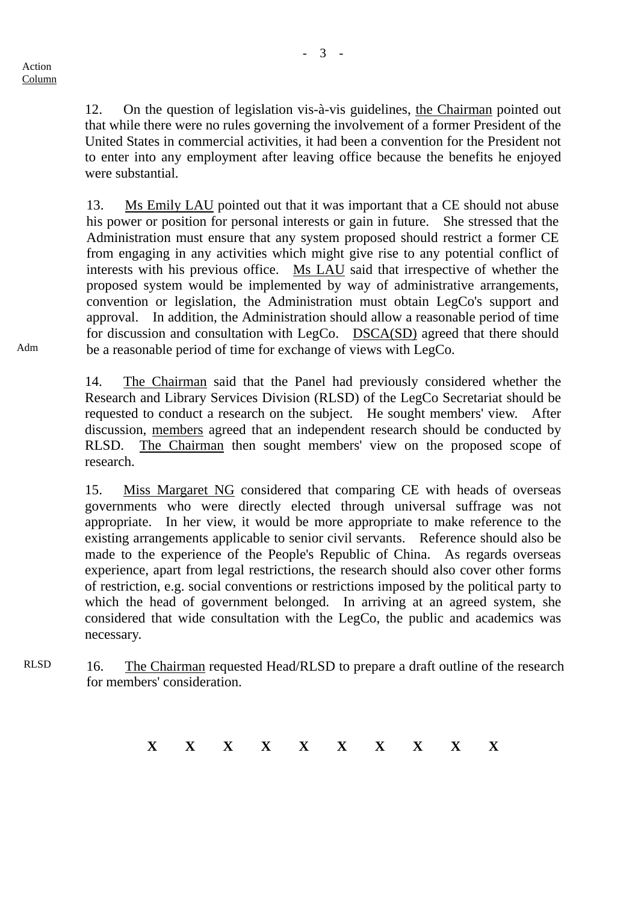Action
Column

12. On the question of legislation vis-à-vis guidelines, the Chairman pointed out that while there were no rules governing the involvement of a former President of the United States in commercial activities, it had been a convention for the President not to enter into any employment after leaving office because the benefits he enjoyed were substantial.

13. Ms Emily LAU pointed out that it was important that a CE should not abuse his power or position for personal interests or gain in future. She stressed that the Administration must ensure that any system proposed should restrict a former CE from engaging in any activities which might give rise to any potential conflict of interests with his previous office. Ms LAU said that irrespective of whether the proposed system would be implemented by way of administrative arrangements, convention or legislation, the Administration must obtain LegCo's support and approval. In addition, the Administration should allow a reasonable period of time for discussion and consultation with LegCo. DSCA(SD) agreed that there should be a reasonable period of time for exchange of views with LegCo.

Adm

14. The Chairman said that the Panel had previously considered whether the Research and Library Services Division (RLSD) of the LegCo Secretariat should be requested to conduct a research on the subject. He sought members' view. After discussion, members agreed that an independent research should be conducted by RLSD. The Chairman then sought members' view on the proposed scope of research.

15. Miss Margaret NG considered that comparing CE with heads of overseas governments who were directly elected through universal suffrage was not appropriate. In her view, it would be more appropriate to make reference to the existing arrangements applicable to senior civil servants. Reference should also be made to the experience of the People's Republic of China. As regards overseas experience, apart from legal restrictions, the research should also cover other forms of restriction, e.g. social conventions or restrictions imposed by the political party to which the head of government belonged. In arriving at an agreed system, she considered that wide consultation with the LegCo, the public and academics was necessary.

RLSD

16. The Chairman requested Head/RLSD to prepare a draft outline of the research for members' consideration.

**X X X X X X X X X X**